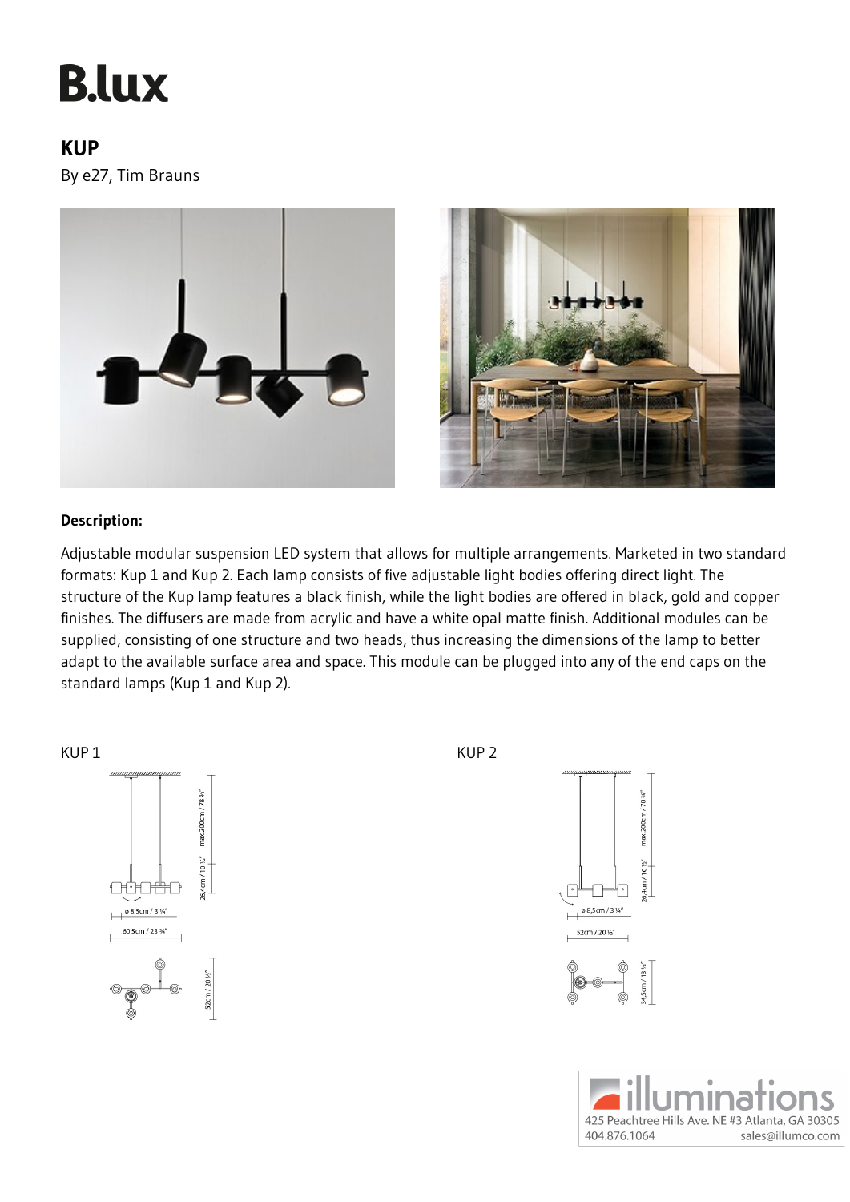# B.lux

## KUP

By e27, Tim Brauns

**Description:**

Adjustable modular suspension LED system that allows for multiple arrangements. Marketed in two standard formats: Kup 1 and Kup 2. Each lamp consists of five adjustable light bodies offering direct light. The structure of the Kup lamp features a black finish, while the light bodies are offered in black, gold and copper finishes. The diffusers are made from acrylic and have a white opal matte finish. Additional modules can be supplied, consisting of one structure and two heads, thus increasing the dimensions of the lamp to better adapt to the available surface area and space. This module can be plugged into any of the end caps on the standard lamps (Kup 1 and Kup 2).

KUP 1

max.200cm / 78 ¾"

26,4cm / 10 ½"

ø 8,5cm / 3 ¼"

60,5cm / 23 ¾"

52cm / 20 ½"

KUP 2

max.200cm / 78 ¾"

26,4cm / 10 ½"

ø 8,5cm / 3 ¼"

52cm / 20 ½"

34,5cm / 13 ½"

illuminations
425 Peachtree Hills Ave. NE #3 Atlanta, GA 30305
404.876.1064 sales@illumco.com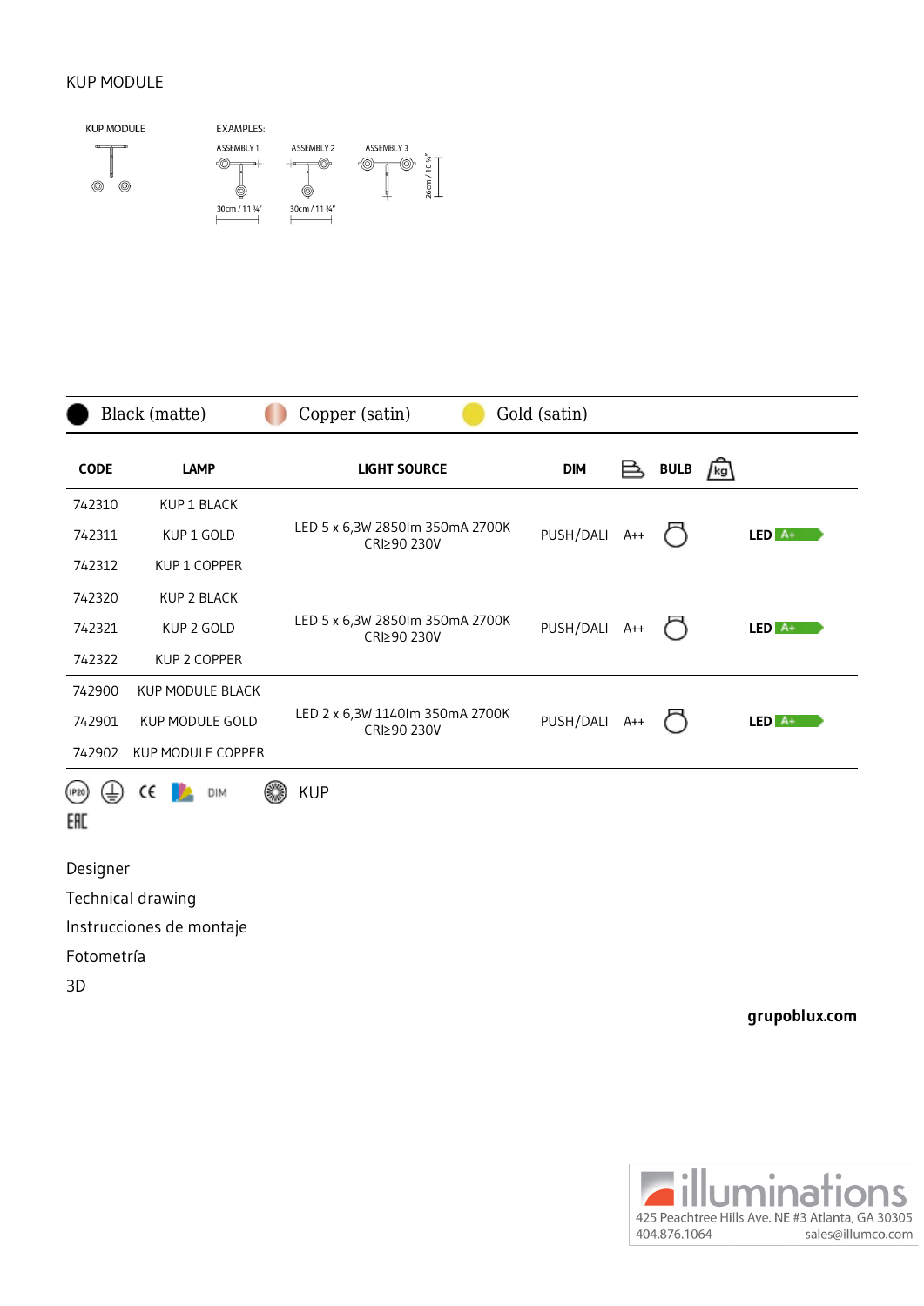# KUP MODULE

KUP MODULE

EXAMPLES:

ASSEMBLY 1

ASSEMBLY 2

ASSEMBLY 3

30cm / 11 ¾"

30cm / 11 ¾"

26cm / 10 ¼"

Black (matte) Copper (satin) Gold (satin)

| CODE | LAMP | LIGHT SOURCE | DIM | | BULB | |
|---|---|---|---|---|---|---|
| 742310 | KUP 1 BLACK | LED 5 x 6,3W 2850lm 350mA 2700K CRI≥90 230V | PUSH/DALI | A++ | | LED A+ |
| 742311 | KUP 1 GOLD | | | | | |
| 742312 | KUP 1 COPPER | | | | | |
| 742320 | KUP 2 BLACK | LED 5 x 6,3W 2850lm 350mA 2700K CRI≥90 230V | PUSH/DALI | A++ | | LED A+ |
| 742321 | KUP 2 GOLD | | | | | |
| 742322 | KUP 2 COPPER | | | | | |
| 742900 | KUP MODULE BLACK | LED 2 x 6,3W 1140lm 350mA 2700K CRI≥90 230V | PUSH/DALI | A++ | | LED A+ |
| 742901 | KUP MODULE GOLD | | | | | |
| 742902 | KUP MODULE COPPER | | | | | |

IP20 CE DIM KUP

EAC

Designer

Technical drawing

Instrucciones de montaje

Fotometría

3D

**grupoblux.com**

illuminations
425 Peachtree Hills Ave. NE #3 Atlanta, GA 30305
404.876.1064 sales@illumco.com